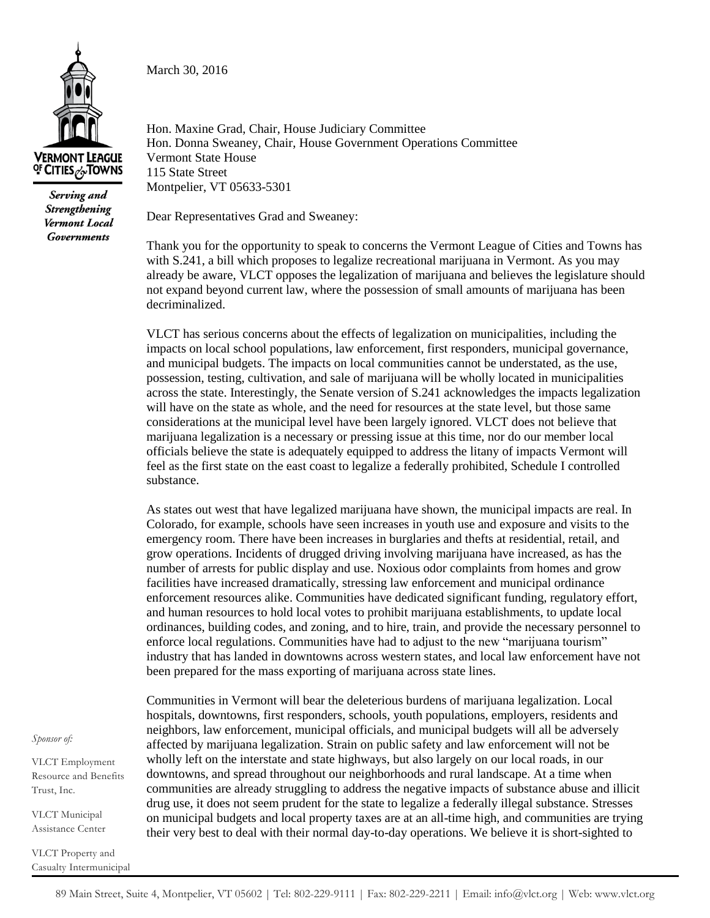**VERMONT LEAGUE OF CITIES & TOWNS**

***Serving and Strengthening Vermont Local Governments***

March 30, 2016

Hon. Maxine Grad, Chair, House Judiciary Committee
Hon. Donna Sweaney, Chair, House Government Operations Committee
Vermont State House
115 State Street
Montpelier, VT 05633-5301

Dear Representatives Grad and Sweaney:

Thank you for the opportunity to speak to concerns the Vermont League of Cities and Towns has with S.241, a bill which proposes to legalize recreational marijuana in Vermont. As you may already be aware, VLCT opposes the legalization of marijuana and believes the legislature should not expand beyond current law, where the possession of small amounts of marijuana has been decriminalized.

VLCT has serious concerns about the effects of legalization on municipalities, including the impacts on local school populations, law enforcement, first responders, municipal governance, and municipal budgets. The impacts on local communities cannot be understated, as the use, possession, testing, cultivation, and sale of marijuana will be wholly located in municipalities across the state. Interestingly, the Senate version of S.241 acknowledges the impacts legalization will have on the state as whole, and the need for resources at the state level, but those same considerations at the municipal level have been largely ignored. VLCT does not believe that marijuana legalization is a necessary or pressing issue at this time, nor do our member local officials believe the state is adequately equipped to address the litany of impacts Vermont will feel as the first state on the east coast to legalize a federally prohibited, Schedule I controlled substance.

As states out west that have legalized marijuana have shown, the municipal impacts are real. In Colorado, for example, schools have seen increases in youth use and exposure and visits to the emergency room. There have been increases in burglaries and thefts at residential, retail, and grow operations. Incidents of drugged driving involving marijuana have increased, as has the number of arrests for public display and use. Noxious odor complaints from homes and grow facilities have increased dramatically, stressing law enforcement and municipal ordinance enforcement resources alike. Communities have dedicated significant funding, regulatory effort, and human resources to hold local votes to prohibit marijuana establishments, to update local ordinances, building codes, and zoning, and to hire, train, and provide the necessary personnel to enforce local regulations. Communities have had to adjust to the new "marijuana tourism" industry that has landed in downtowns across western states, and local law enforcement have not been prepared for the mass exporting of marijuana across state lines.

Communities in Vermont will bear the deleterious burdens of marijuana legalization. Local hospitals, downtowns, first responders, schools, youth populations, employers, residents and neighbors, law enforcement, municipal officials, and municipal budgets will all be adversely affected by marijuana legalization. Strain on public safety and law enforcement will not be wholly left on the interstate and state highways, but also largely on our local roads, in our downtowns, and spread throughout our neighborhoods and rural landscape. At a time when communities are already struggling to address the negative impacts of substance abuse and illicit drug use, it does not seem prudent for the state to legalize a federally illegal substance. Stresses on municipal budgets and local property taxes are at an all-time high, and communities are trying their very best to deal with their normal day-to-day operations. We believe it is short-sighted to

*Sponsor of:*

VLCT Employment Resource and Benefits Trust, Inc.

VLCT Municipal Assistance Center

VLCT Property and Casualty Intermunicipal

89 Main Street, Suite 4, Montpelier, VT 05602 | Tel: 802-229-9111 | Fax: 802-229-2211 | Email: info@vlct.org | Web: www.vlct.org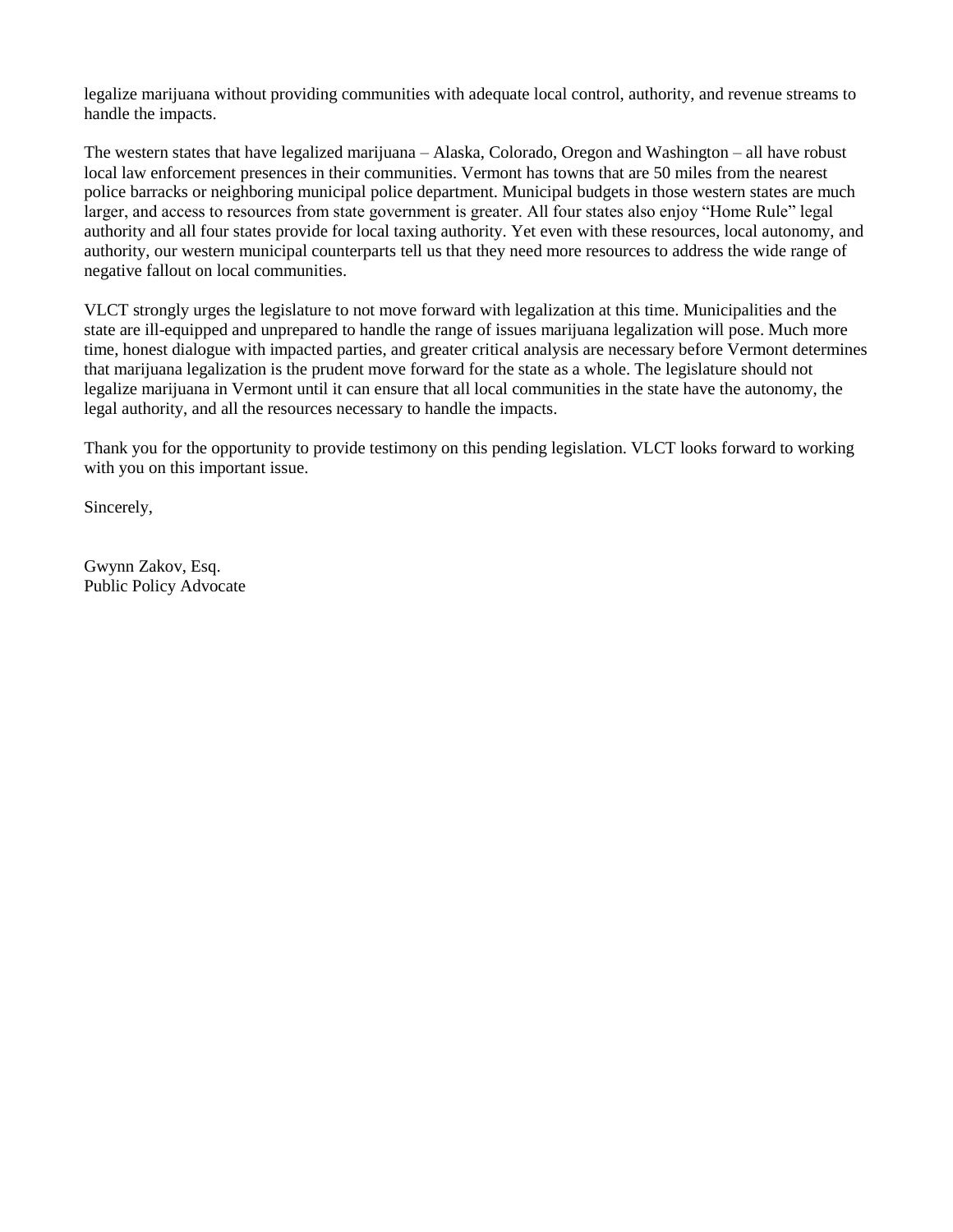legalize marijuana without providing communities with adequate local control, authority, and revenue streams to handle the impacts.

The western states that have legalized marijuana – Alaska, Colorado, Oregon and Washington – all have robust local law enforcement presences in their communities. Vermont has towns that are 50 miles from the nearest police barracks or neighboring municipal police department. Municipal budgets in those western states are much larger, and access to resources from state government is greater. All four states also enjoy "Home Rule" legal authority and all four states provide for local taxing authority. Yet even with these resources, local autonomy, and authority, our western municipal counterparts tell us that they need more resources to address the wide range of negative fallout on local communities.

VLCT strongly urges the legislature to not move forward with legalization at this time. Municipalities and the state are ill-equipped and unprepared to handle the range of issues marijuana legalization will pose. Much more time, honest dialogue with impacted parties, and greater critical analysis are necessary before Vermont determines that marijuana legalization is the prudent move forward for the state as a whole. The legislature should not legalize marijuana in Vermont until it can ensure that all local communities in the state have the autonomy, the legal authority, and all the resources necessary to handle the impacts.

Thank you for the opportunity to provide testimony on this pending legislation. VLCT looks forward to working with you on this important issue.

Sincerely,

Gwynn Zakov, Esq.
Public Policy Advocate